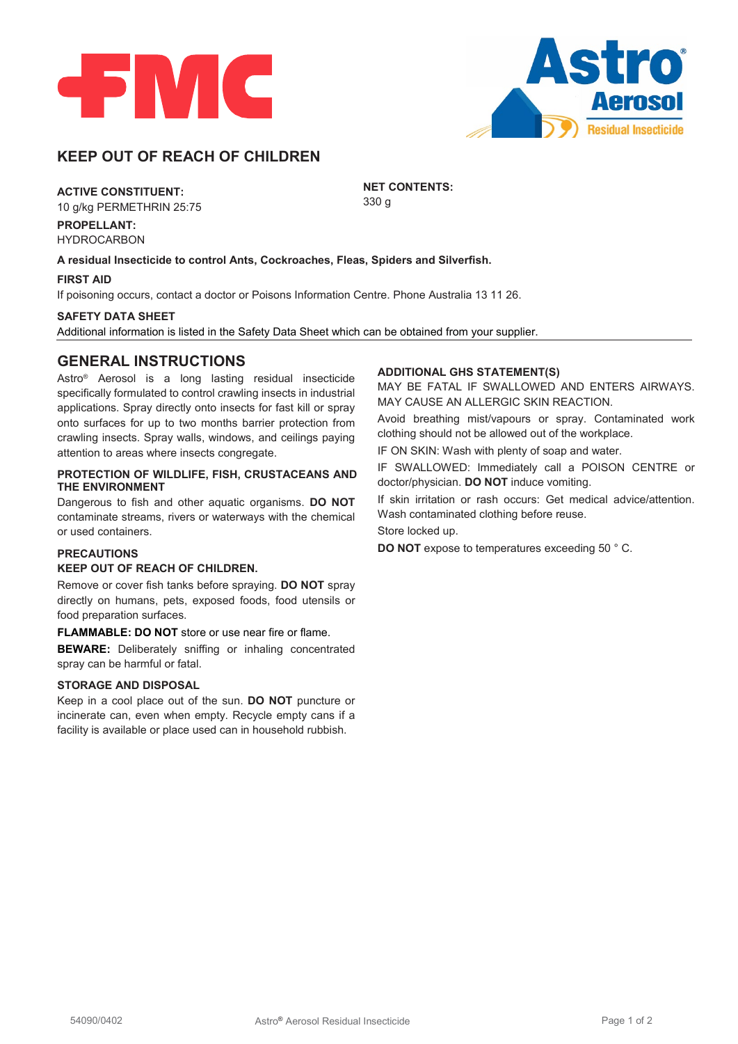FMC

Astro® Aerosol Residual Insecticide

# KEEP OUT OF REACH OF CHILDREN

**ACTIVE CONSTITUENT:**
10 g/kg PERMETHRIN 25:75

**PROPELLANT:**
HYDROCARBON

**NET CONTENTS:**
330 g

**A residual Insecticide to control Ants, Cockroaches, Fleas, Spiders and Silverfish.**

**FIRST AID**
If poisoning occurs, contact a doctor or Poisons Information Centre. Phone Australia 13 11 26.

**SAFETY DATA SHEET**
Additional information is listed in the Safety Data Sheet which can be obtained from your supplier.

## GENERAL INSTRUCTIONS

Astro® Aerosol is a long lasting residual insecticide specifically formulated to control crawling insects in industrial applications. Spray directly onto insects for fast kill or spray onto surfaces for up to two months barrier protection from crawling insects. Spray walls, windows, and ceilings paying attention to areas where insects congregate.

### PROTECTION OF WILDLIFE, FISH, CRUSTACEANS AND THE ENVIRONMENT

Dangerous to fish and other aquatic organisms. **DO NOT** contaminate streams, rivers or waterways with the chemical or used containers.

### PRECAUTIONS

**KEEP OUT OF REACH OF CHILDREN.**

Remove or cover fish tanks before spraying. **DO NOT** spray directly on humans, pets, exposed foods, food utensils or food preparation surfaces.

**FLAMMABLE: DO NOT** store or use near fire or flame.

**BEWARE:** Deliberately sniffing or inhaling concentrated spray can be harmful or fatal.

### STORAGE AND DISPOSAL

Keep in a cool place out of the sun. **DO NOT** puncture or incinerate can, even when empty. Recycle empty cans if a facility is available or place used can in household rubbish.

### ADDITIONAL GHS STATEMENT(S)

MAY BE FATAL IF SWALLOWED AND ENTERS AIRWAYS. MAY CAUSE AN ALLERGIC SKIN REACTION.

Avoid breathing mist/vapours or spray. Contaminated work clothing should not be allowed out of the workplace.

IF ON SKIN: Wash with plenty of soap and water.

IF SWALLOWED: Immediately call a POISON CENTRE or doctor/physician. **DO NOT** induce vomiting.

If skin irritation or rash occurs: Get medical advice/attention. Wash contaminated clothing before reuse.

Store locked up.

**DO NOT** expose to temperatures exceeding 50 ° C.

54090/0402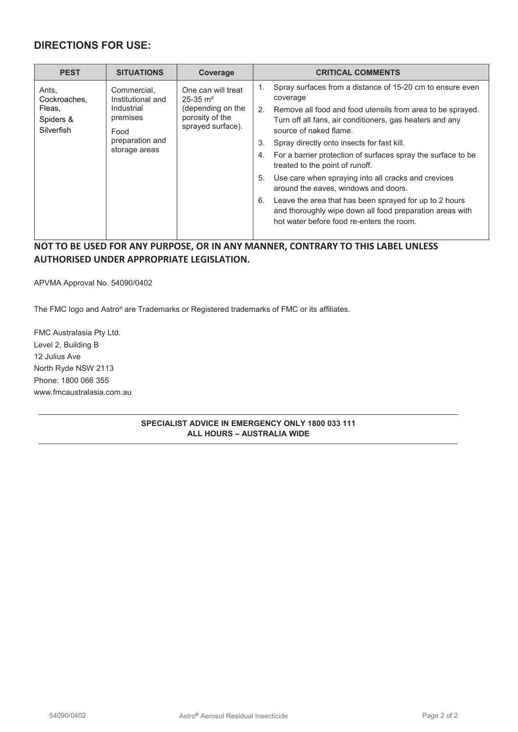## DIRECTIONS FOR USE:

| PEST | SITUATIONS | Coverage | CRITICAL COMMENTS |
| --- | --- | --- | --- |
| Ants, Cockroaches, Fleas, Spiders & Silverfish | Commercial, Institutional and Industrial premises<br>Food preparation and storage areas | One can will treat 25-35 m² (depending on the porosity of the sprayed surface). | 1. Spray surfaces from a distance of 15-20 cm to ensure even coverage<br>2. Remove all food and food utensils from area to be sprayed. Turn off all fans, air conditioners, gas heaters and any source of naked flame.<br>3. Spray directly onto insects for fast kill.<br>4. For a barrier protection of surfaces spray the surface to be treated to the point of runoff.<br>5. Use care when spraying into all cracks and crevices around the eaves, windows and doors.<br>6. Leave the area that has been sprayed for up to 2 hours and thoroughly wipe down all food preparation areas with hot water before food re-enters the room. |

**NOT TO BE USED FOR ANY PURPOSE, OR IN ANY MANNER, CONTRARY TO THIS LABEL UNLESS AUTHORISED UNDER APPROPRIATE LEGISLATION.**

APVMA Approval No. 54090/0402

The FMC logo and Astro® are Trademarks or Registered trademarks of FMC or its affiliates.

FMC Australasia Pty Ltd.
Level 2, Building B
12 Julius Ave
North Ryde NSW 2113
Phone: 1800 066 355
www.fmcaustralasia.com.au

**SPECIALIST ADVICE IN EMERGENCY ONLY 1800 033 111**
**ALL HOURS – AUSTRALIA WIDE**